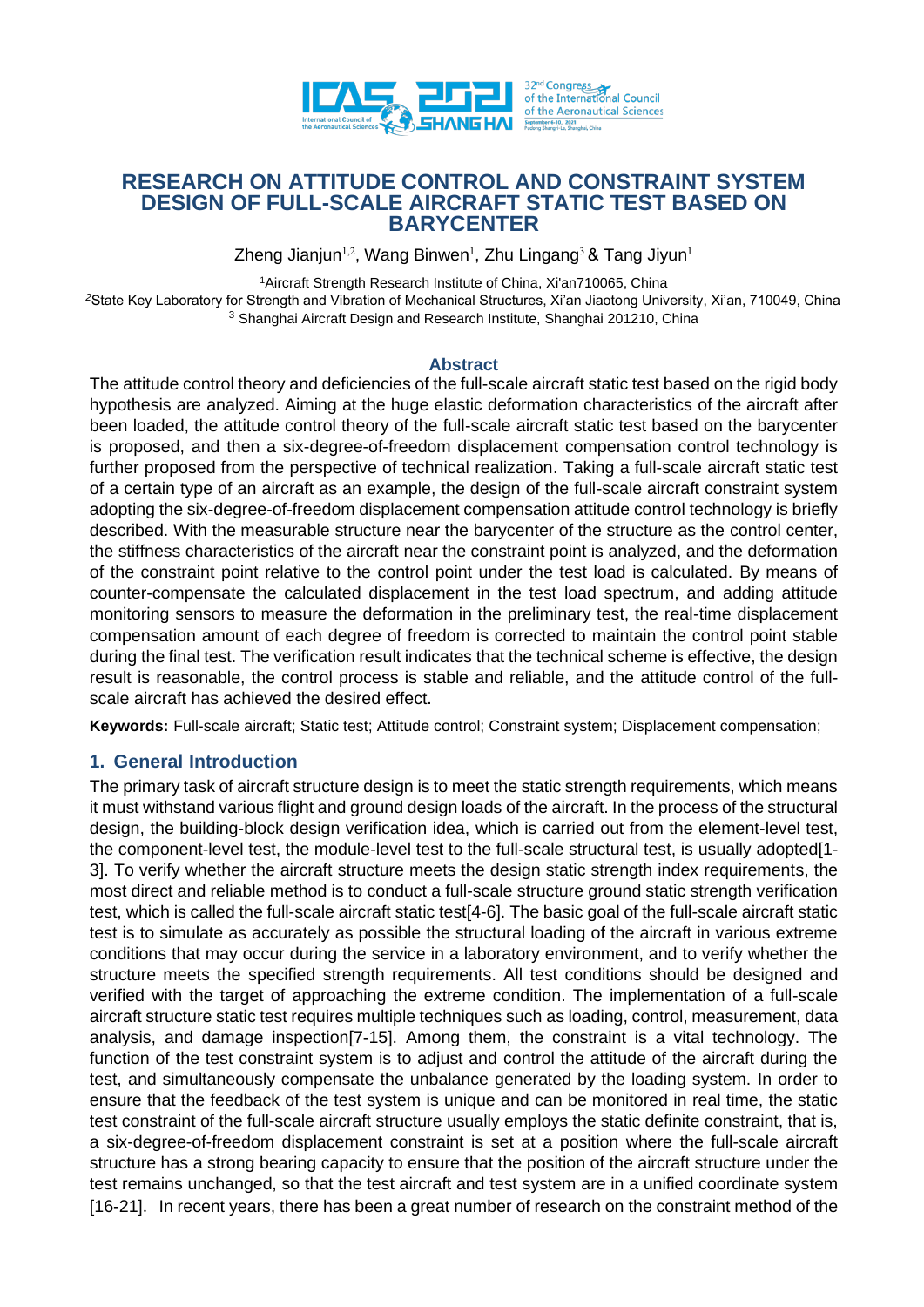# RESEARCH ON ATTITUDE CONTROL AND CONSTRAINT SYSTEM DESIGN OF FULL-SCALE AIRCRAFT STATIC TEST BASED ON BARYCENTER

Zheng Jianjun[1,2], Wang Binwen[1], Zhu Lingang[3] & Tang Jiyun[1]

[1]Aircraft Strength Research Institute of China, Xi'an710065, China
[2]State Key Laboratory for Strength and Vibration of Mechanical Structures, Xi'an Jiaotong University, Xi'an, 710049, China
[3] Shanghai Aircraft Design and Research Institute, Shanghai 201210, China

## Abstract

The attitude control theory and deficiencies of the full-scale aircraft static test based on the rigid body hypothesis are analyzed. Aiming at the huge elastic deformation characteristics of the aircraft after been loaded, the attitude control theory of the full-scale aircraft static test based on the barycenter is proposed, and then a six-degree-of-freedom displacement compensation control technology is further proposed from the perspective of technical realization. Taking a full-scale aircraft static test of a certain type of an aircraft as an example, the design of the full-scale aircraft constraint system adopting the six-degree-of-freedom displacement compensation attitude control technology is briefly described. With the measurable structure near the barycenter of the structure as the control center, the stiffness characteristics of the aircraft near the constraint point is analyzed, and the deformation of the constraint point relative to the control point under the test load is calculated. By means of counter-compensate the calculated displacement in the test load spectrum, and adding attitude monitoring sensors to measure the deformation in the preliminary test, the real-time displacement compensation amount of each degree of freedom is corrected to maintain the control point stable during the final test. The verification result indicates that the technical scheme is effective, the design result is reasonable, the control process is stable and reliable, and the attitude control of the full-scale aircraft has achieved the desired effect.

**Keywords:** Full-scale aircraft; Static test; Attitude control; Constraint system; Displacement compensation;

## 1. General Introduction

The primary task of aircraft structure design is to meet the static strength requirements, which means it must withstand various flight and ground design loads of the aircraft. In the process of the structural design, the building-block design verification idea, which is carried out from the element-level test, the component-level test, the module-level test to the full-scale structural test, is usually adopted[1-3]. To verify whether the aircraft structure meets the design static strength index requirements, the most direct and reliable method is to conduct a full-scale structure ground static strength verification test, which is called the full-scale aircraft static test[4-6]. The basic goal of the full-scale aircraft static test is to simulate as accurately as possible the structural loading of the aircraft in various extreme conditions that may occur during the service in a laboratory environment, and to verify whether the structure meets the specified strength requirements. All test conditions should be designed and verified with the target of approaching the extreme condition. The implementation of a full-scale aircraft structure static test requires multiple techniques such as loading, control, measurement, data analysis, and damage inspection[7-15]. Among them, the constraint is a vital technology. The function of the test constraint system is to adjust and control the attitude of the aircraft during the test, and simultaneously compensate the unbalance generated by the loading system. In order to ensure that the feedback of the test system is unique and can be monitored in real time, the static test constraint of the full-scale aircraft structure usually employs the static definite constraint, that is, a six-degree-of-freedom displacement constraint is set at a position where the full-scale aircraft structure has a strong bearing capacity to ensure that the position of the aircraft structure under the test remains unchanged, so that the test aircraft and test system are in a unified coordinate system [16-21]. In recent years, there has been a great number of research on the constraint method of the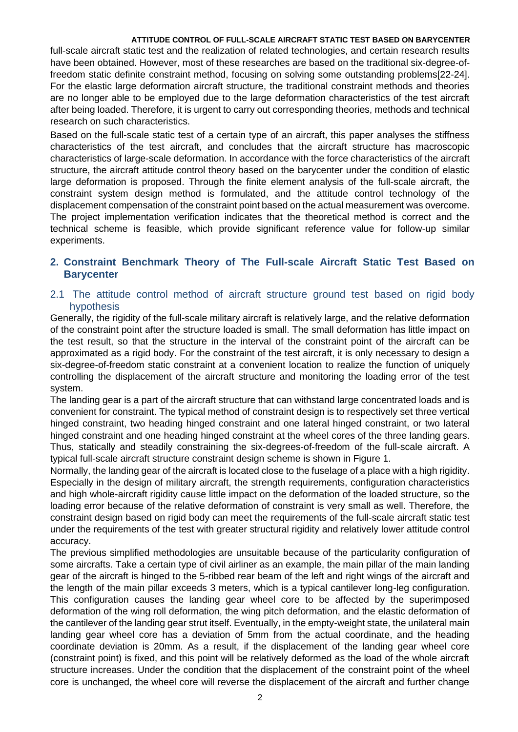full-scale aircraft static test and the realization of related technologies, and certain research results have been obtained. However, most of these researches are based on the traditional six-degree-of-freedom static definite constraint method, focusing on solving some outstanding problems[22-24]. For the elastic large deformation aircraft structure, the traditional constraint methods and theories are no longer able to be employed due to the large deformation characteristics of the test aircraft after being loaded. Therefore, it is urgent to carry out corresponding theories, methods and technical research on such characteristics.

Based on the full-scale static test of a certain type of an aircraft, this paper analyses the stiffness characteristics of the test aircraft, and concludes that the aircraft structure has macroscopic characteristics of large-scale deformation. In accordance with the force characteristics of the aircraft structure, the aircraft attitude control theory based on the barycenter under the condition of elastic large deformation is proposed. Through the finite element analysis of the full-scale aircraft, the constraint system design method is formulated, and the attitude control technology of the displacement compensation of the constraint point based on the actual measurement was overcome. The project implementation verification indicates that the theoretical method is correct and the technical scheme is feasible, which provide significant reference value for follow-up similar experiments.

## 2. Constraint Benchmark Theory of The Full-scale Aircraft Static Test Based on Barycenter

### 2.1 The attitude control method of aircraft structure ground test based on rigid body hypothesis

Generally, the rigidity of the full-scale military aircraft is relatively large, and the relative deformation of the constraint point after the structure loaded is small. The small deformation has little impact on the test result, so that the structure in the interval of the constraint point of the aircraft can be approximated as a rigid body. For the constraint of the test aircraft, it is only necessary to design a six-degree-of-freedom static constraint at a convenient location to realize the function of uniquely controlling the displacement of the aircraft structure and monitoring the loading error of the test system.

The landing gear is a part of the aircraft structure that can withstand large concentrated loads and is convenient for constraint. The typical method of constraint design is to respectively set three vertical hinged constraint, two heading hinged constraint and one lateral hinged constraint, or two lateral hinged constraint and one heading hinged constraint at the wheel cores of the three landing gears. Thus, statically and steadily constraining the six-degrees-of-freedom of the full-scale aircraft. A typical full-scale aircraft structure constraint design scheme is shown in Figure 1.

Normally, the landing gear of the aircraft is located close to the fuselage of a place with a high rigidity. Especially in the design of military aircraft, the strength requirements, configuration characteristics and high whole-aircraft rigidity cause little impact on the deformation of the loaded structure, so the loading error because of the relative deformation of constraint is very small as well. Therefore, the constraint design based on rigid body can meet the requirements of the full-scale aircraft static test under the requirements of the test with greater structural rigidity and relatively lower attitude control accuracy.

The previous simplified methodologies are unsuitable because of the particularity configuration of some aircrafts. Take a certain type of civil airliner as an example, the main pillar of the main landing gear of the aircraft is hinged to the 5-ribbed rear beam of the left and right wings of the aircraft and the length of the main pillar exceeds 3 meters, which is a typical cantilever long-leg configuration. This configuration causes the landing gear wheel core to be affected by the superimposed deformation of the wing roll deformation, the wing pitch deformation, and the elastic deformation of the cantilever of the landing gear strut itself. Eventually, in the empty-weight state, the unilateral main landing gear wheel core has a deviation of 5mm from the actual coordinate, and the heading coordinate deviation is 20mm. As a result, if the displacement of the landing gear wheel core (constraint point) is fixed, and this point will be relatively deformed as the load of the whole aircraft structure increases. Under the condition that the displacement of the constraint point of the wheel core is unchanged, the wheel core will reverse the displacement of the aircraft and further change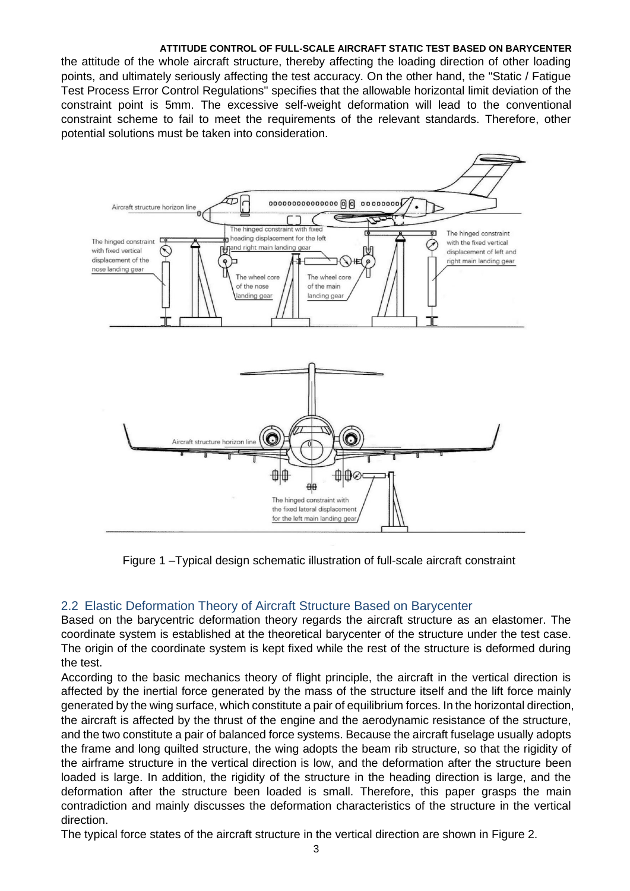the attitude of the whole aircraft structure, thereby affecting the loading direction of other loading points, and ultimately seriously affecting the test accuracy. On the other hand, the "Static / Fatigue Test Process Error Control Regulations" specifies that the allowable horizontal limit deviation of the constraint point is 5mm. The excessive self-weight deformation will lead to the conventional constraint scheme to fail to meet the requirements of the relevant standards. Therefore, other potential solutions must be taken into consideration.

Figure 1 –Typical design schematic illustration of full-scale aircraft constraint

## 2.2 Elastic Deformation Theory of Aircraft Structure Based on Barycenter

Based on the barycentric deformation theory regards the aircraft structure as an elastomer. The coordinate system is established at the theoretical barycenter of the structure under the test case. The origin of the coordinate system is kept fixed while the rest of the structure is deformed during the test.

According to the basic mechanics theory of flight principle, the aircraft in the vertical direction is affected by the inertial force generated by the mass of the structure itself and the lift force mainly generated by the wing surface, which constitute a pair of equilibrium forces. In the horizontal direction, the aircraft is affected by the thrust of the engine and the aerodynamic resistance of the structure, and the two constitute a pair of balanced force systems. Because the aircraft fuselage usually adopts the frame and long quilted structure, the wing adopts the beam rib structure, so that the rigidity of the airframe structure in the vertical direction is low, and the deformation after the structure been loaded is large. In addition, the rigidity of the structure in the heading direction is large, and the deformation after the structure been loaded is small. Therefore, this paper grasps the main contradiction and mainly discusses the deformation characteristics of the structure in the vertical direction.

The typical force states of the aircraft structure in the vertical direction are shown in Figure 2.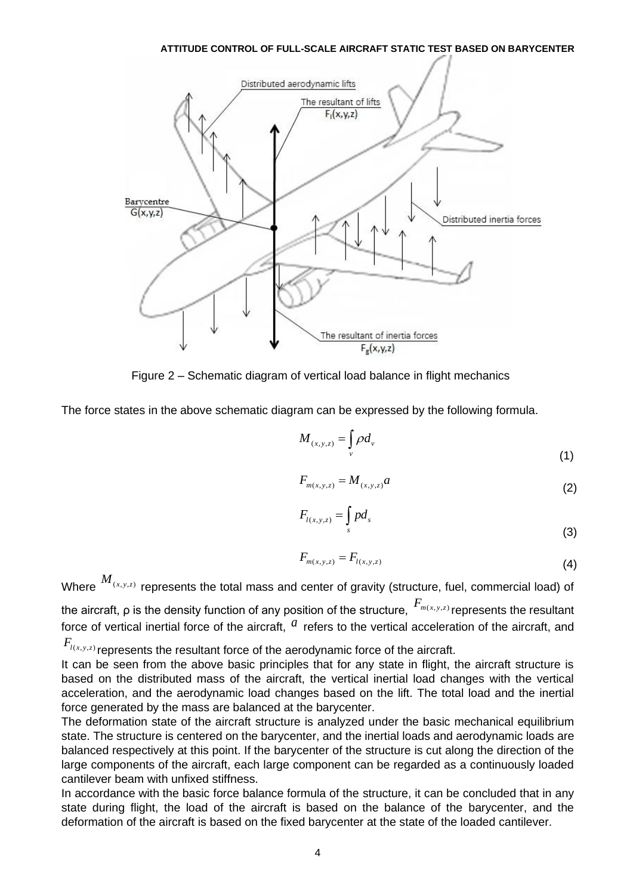Figure 2 – Schematic diagram of vertical load balance in flight mechanics

The force states in the above schematic diagram can be expressed by the following formula.

$$M_{(x,y,z)} = \int_{v} \rho d_{v} \tag{1}$$

$$F_{m(x,y,z)} = M_{(x,y,z)} a \tag{2}$$

$$F_{l(x,y,z)} = \int_{s} p d_{s} \tag{3}$$

$$F_{m(x,y,z)} = F_{l(x,y,z)} \tag{4}$$

Where $M_{(x,y,z)}$ represents the total mass and center of gravity (structure, fuel, commercial load) of the aircraft, ρ is the density function of any position of the structure, $F_{m(x,y,z)}$ represents the resultant force of vertical inertial force of the aircraft, $a$ refers to the vertical acceleration of the aircraft, and $F_{l(x,y,z)}$ represents the resultant force of the aerodynamic force of the aircraft.

It can be seen from the above basic principles that for any state in flight, the aircraft structure is based on the distributed mass of the aircraft, the vertical inertial load changes with the vertical acceleration, and the aerodynamic load changes based on the lift. The total load and the inertial force generated by the mass are balanced at the barycenter.

The deformation state of the aircraft structure is analyzed under the basic mechanical equilibrium state. The structure is centered on the barycenter, and the inertial loads and aerodynamic loads are balanced respectively at this point. If the barycenter of the structure is cut along the direction of the large components of the aircraft, each large component can be regarded as a continuously loaded cantilever beam with unfixed stiffness.

In accordance with the basic force balance formula of the structure, it can be concluded that in any state during flight, the load of the aircraft is based on the balance of the barycenter, and the deformation of the aircraft is based on the fixed barycenter at the state of the loaded cantilever.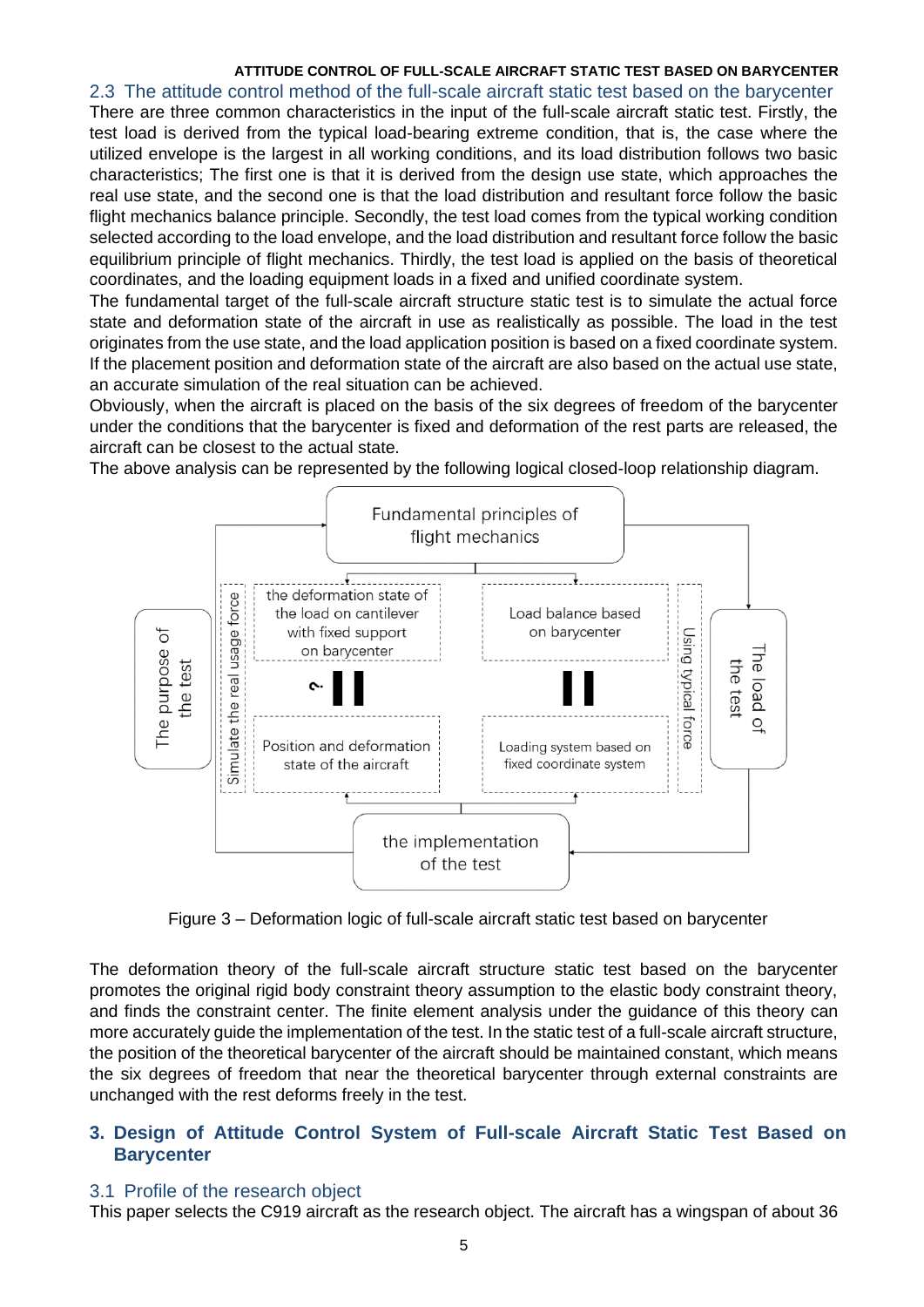## 2.3 The attitude control method of the full-scale aircraft static test based on the barycenter

There are three common characteristics in the input of the full-scale aircraft static test. Firstly, the test load is derived from the typical load-bearing extreme condition, that is, the case where the utilized envelope is the largest in all working conditions, and its load distribution follows two basic characteristics; The first one is that it is derived from the design use state, which approaches the real use state, and the second one is that the load distribution and resultant force follow the basic flight mechanics balance principle. Secondly, the test load comes from the typical working condition selected according to the load envelope, and the load distribution and resultant force follow the basic equilibrium principle of flight mechanics. Thirdly, the test load is applied on the basis of theoretical coordinates, and the loading equipment loads in a fixed and unified coordinate system.

The fundamental target of the full-scale aircraft structure static test is to simulate the actual force state and deformation state of the aircraft in use as realistically as possible. The load in the test originates from the use state, and the load application position is based on a fixed coordinate system. If the placement position and deformation state of the aircraft are also based on the actual use state, an accurate simulation of the real situation can be achieved.

Obviously, when the aircraft is placed on the basis of the six degrees of freedom of the barycenter under the conditions that the barycenter is fixed and deformation of the rest parts are released, the aircraft can be closest to the actual state.

The above analysis can be represented by the following logical closed-loop relationship diagram.

Figure 3 – Deformation logic of full-scale aircraft static test based on barycenter

The deformation theory of the full-scale aircraft structure static test based on the barycenter promotes the original rigid body constraint theory assumption to the elastic body constraint theory, and finds the constraint center. The finite element analysis under the guidance of this theory can more accurately guide the implementation of the test. In the static test of a full-scale aircraft structure, the position of the theoretical barycenter of the aircraft should be maintained constant, which means the six degrees of freedom that near the theoretical barycenter through external constraints are unchanged with the rest deforms freely in the test.

# 3. Design of Attitude Control System of Full-scale Aircraft Static Test Based on Barycenter

## 3.1 Profile of the research object

This paper selects the C919 aircraft as the research object. The aircraft has a wingspan of about 36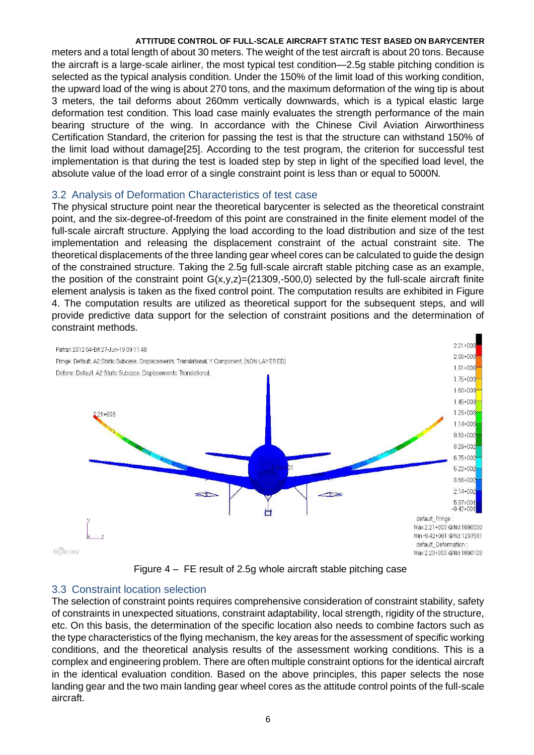meters and a total length of about 30 meters. The weight of the test aircraft is about 20 tons. Because the aircraft is a large-scale airliner, the most typical test condition—2.5g stable pitching condition is selected as the typical analysis condition. Under the 150% of the limit load of this working condition, the upward load of the wing is about 270 tons, and the maximum deformation of the wing tip is about 3 meters, the tail deforms about 260mm vertically downwards, which is a typical elastic large deformation test condition. This load case mainly evaluates the strength performance of the main bearing structure of the wing. In accordance with the Chinese Civil Aviation Airworthiness Certification Standard, the criterion for passing the test is that the structure can withstand 150% of the limit load without damage[25]. According to the test program, the criterion for successful test implementation is that during the test is loaded step by step in light of the specified load level, the absolute value of the load error of a single constraint point is less than or equal to 5000N.

## 3.2 Analysis of Deformation Characteristics of test case

The physical structure point near the theoretical barycenter is selected as the theoretical constraint point, and the six-degree-of-freedom of this point are constrained in the finite element model of the full-scale aircraft structure. Applying the load according to the load distribution and size of the test implementation and releasing the displacement constraint of the actual constraint site. The theoretical displacements of the three landing gear wheel cores can be calculated to guide the design of the constrained structure. Taking the 2.5g full-scale aircraft stable pitching case as an example, the position of the constraint point G(x,y,z)=(21309,-500,0) selected by the full-scale aircraft finite element analysis is taken as the fixed control point. The computation results are exhibited in Figure 4. The computation results are utilized as theoretical support for the subsequent steps, and will provide predictive data support for the selection of constraint positions and the determination of constraint methods.

Figure 4 – FE result of 2.5g whole aircraft stable pitching case

## 3.3 Constraint location selection

The selection of constraint points requires comprehensive consideration of constraint stability, safety of constraints in unexpected situations, constraint adaptability, local strength, rigidity of the structure, etc. On this basis, the determination of the specific location also needs to combine factors such as the type characteristics of the flying mechanism, the key areas for the assessment of specific working conditions, and the theoretical analysis results of the assessment working conditions. This is a complex and engineering problem. There are often multiple constraint options for the identical aircraft in the identical evaluation condition. Based on the above principles, this paper selects the nose landing gear and the two main landing gear wheel cores as the attitude control points of the full-scale aircraft.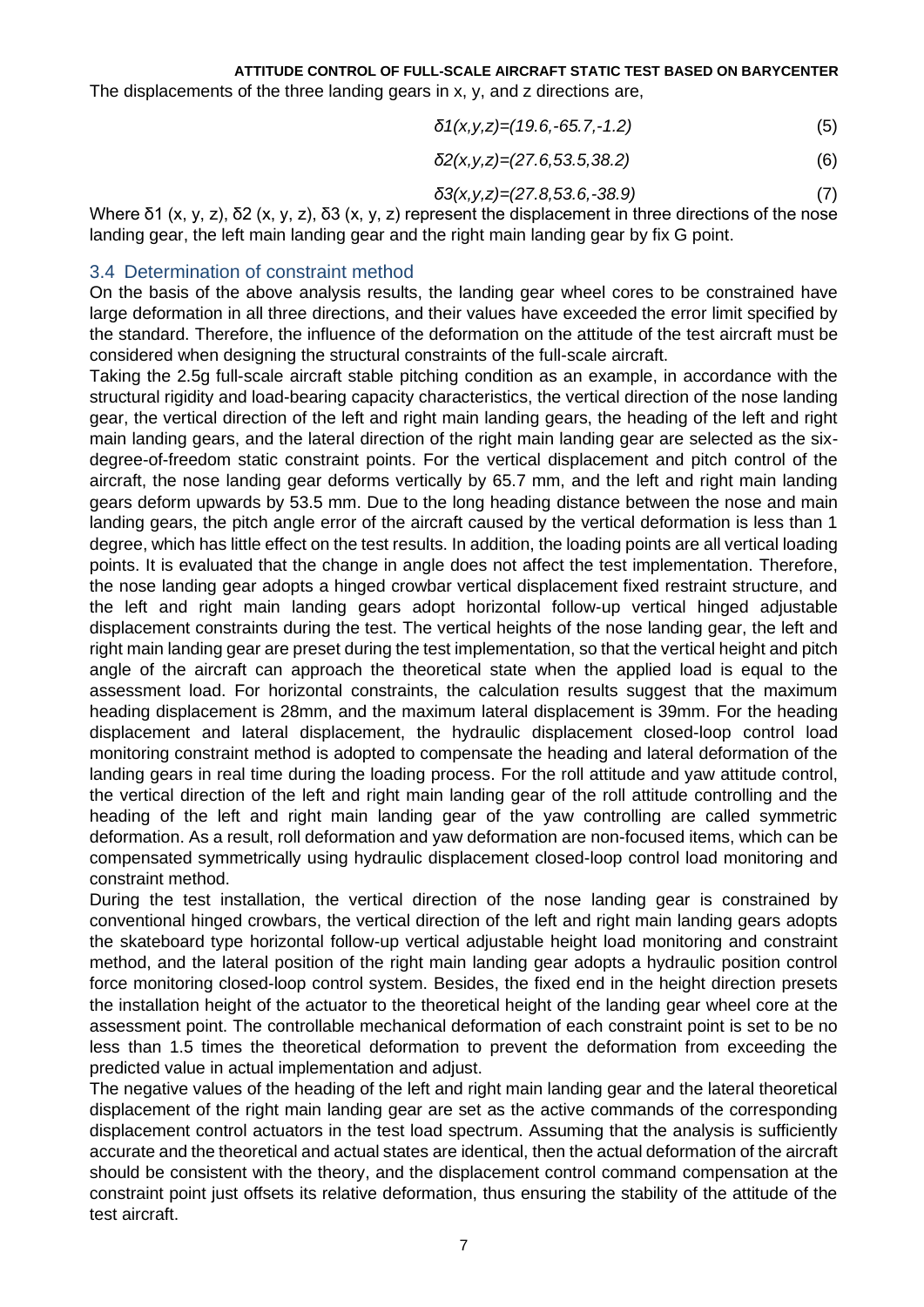The displacements of the three landing gears in x, y, and z directions are,

$$\delta 1(x,y,z)=(19.6,-65.7,-1.2) \tag{5}$$

$$\delta 2(x,y,z)=(27.6,53.5,38.2) \tag{6}$$

$$\delta 3(x,y,z)=(27.8,53.6,-38.9) \tag{7}$$

Where δ1 (x, y, z), δ2 (x, y, z), δ3 (x, y, z) represent the displacement in three directions of the nose landing gear, the left main landing gear and the right main landing gear by fix G point.

### 3.4 Determination of constraint method

On the basis of the above analysis results, the landing gear wheel cores to be constrained have large deformation in all three directions, and their values have exceeded the error limit specified by the standard. Therefore, the influence of the deformation on the attitude of the test aircraft must be considered when designing the structural constraints of the full-scale aircraft.

Taking the 2.5g full-scale aircraft stable pitching condition as an example, in accordance with the structural rigidity and load-bearing capacity characteristics, the vertical direction of the nose landing gear, the vertical direction of the left and right main landing gears, the heading of the left and right main landing gears, and the lateral direction of the right main landing gear are selected as the six-degree-of-freedom static constraint points. For the vertical displacement and pitch control of the aircraft, the nose landing gear deforms vertically by 65.7 mm, and the left and right main landing gears deform upwards by 53.5 mm. Due to the long heading distance between the nose and main landing gears, the pitch angle error of the aircraft caused by the vertical deformation is less than 1 degree, which has little effect on the test results. In addition, the loading points are all vertical loading points. It is evaluated that the change in angle does not affect the test implementation. Therefore, the nose landing gear adopts a hinged crowbar vertical displacement fixed restraint structure, and the left and right main landing gears adopt horizontal follow-up vertical hinged adjustable displacement constraints during the test. The vertical heights of the nose landing gear, the left and right main landing gear are preset during the test implementation, so that the vertical height and pitch angle of the aircraft can approach the theoretical state when the applied load is equal to the assessment load. For horizontal constraints, the calculation results suggest that the maximum heading displacement is 28mm, and the maximum lateral displacement is 39mm. For the heading displacement and lateral displacement, the hydraulic displacement closed-loop control load monitoring constraint method is adopted to compensate the heading and lateral deformation of the landing gears in real time during the loading process. For the roll attitude and yaw attitude control, the vertical direction of the left and right main landing gear of the roll attitude controlling and the heading of the left and right main landing gear of the yaw controlling are called symmetric deformation. As a result, roll deformation and yaw deformation are non-focused items, which can be compensated symmetrically using hydraulic displacement closed-loop control load monitoring and constraint method.

During the test installation, the vertical direction of the nose landing gear is constrained by conventional hinged crowbars, the vertical direction of the left and right main landing gears adopts the skateboard type horizontal follow-up vertical adjustable height load monitoring and constraint method, and the lateral position of the right main landing gear adopts a hydraulic position control force monitoring closed-loop control system. Besides, the fixed end in the height direction presets the installation height of the actuator to the theoretical height of the landing gear wheel core at the assessment point. The controllable mechanical deformation of each constraint point is set to be no less than 1.5 times the theoretical deformation to prevent the deformation from exceeding the predicted value in actual implementation and adjust.

The negative values of the heading of the left and right main landing gear and the lateral theoretical displacement of the right main landing gear are set as the active commands of the corresponding displacement control actuators in the test load spectrum. Assuming that the analysis is sufficiently accurate and the theoretical and actual states are identical, then the actual deformation of the aircraft should be consistent with the theory, and the displacement control command compensation at the constraint point just offsets its relative deformation, thus ensuring the stability of the attitude of the test aircraft.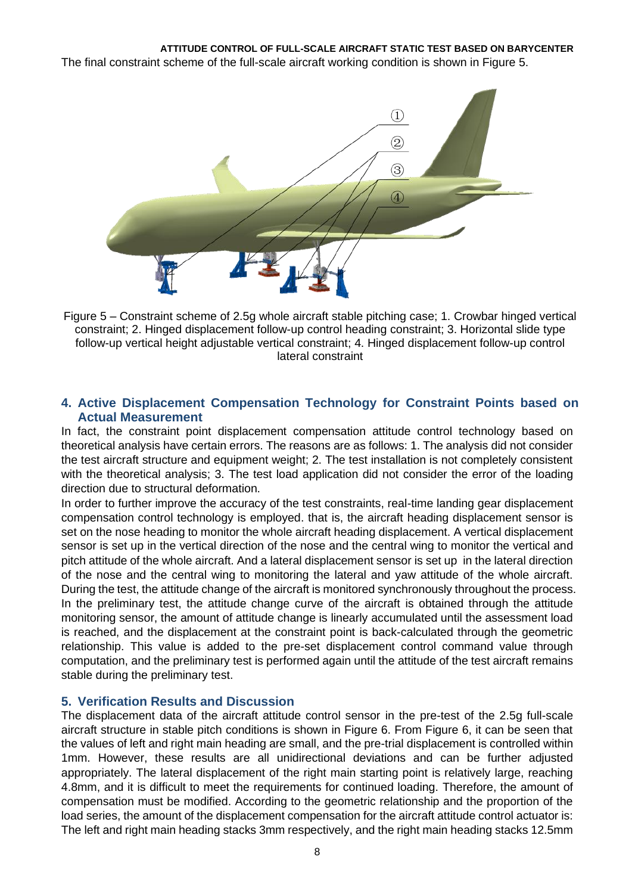The final constraint scheme of the full-scale aircraft working condition is shown in Figure 5.

Figure 5 – Constraint scheme of 2.5g whole aircraft stable pitching case; 1. Crowbar hinged vertical constraint; 2. Hinged displacement follow-up control heading constraint; 3. Horizontal slide type follow-up vertical height adjustable vertical constraint; 4. Hinged displacement follow-up control lateral constraint

## 4. Active Displacement Compensation Technology for Constraint Points based on Actual Measurement

In fact, the constraint point displacement compensation attitude control technology based on theoretical analysis have certain errors. The reasons are as follows: 1. The analysis did not consider the test aircraft structure and equipment weight; 2. The test installation is not completely consistent with the theoretical analysis; 3. The test load application did not consider the error of the loading direction due to structural deformation.

In order to further improve the accuracy of the test constraints, real-time landing gear displacement compensation control technology is employed. that is, the aircraft heading displacement sensor is set on the nose heading to monitor the whole aircraft heading displacement. A vertical displacement sensor is set up in the vertical direction of the nose and the central wing to monitor the vertical and pitch attitude of the whole aircraft. And a lateral displacement sensor is set up in the lateral direction of the nose and the central wing to monitoring the lateral and yaw attitude of the whole aircraft. During the test, the attitude change of the aircraft is monitored synchronously throughout the process. In the preliminary test, the attitude change curve of the aircraft is obtained through the attitude monitoring sensor, the amount of attitude change is linearly accumulated until the assessment load is reached, and the displacement at the constraint point is back-calculated through the geometric relationship. This value is added to the pre-set displacement control command value through computation, and the preliminary test is performed again until the attitude of the test aircraft remains stable during the preliminary test.

## 5. Verification Results and Discussion

The displacement data of the aircraft attitude control sensor in the pre-test of the 2.5g full-scale aircraft structure in stable pitch conditions is shown in Figure 6. From Figure 6, it can be seen that the values of left and right main heading are small, and the pre-trial displacement is controlled within 1mm. However, these results are all unidirectional deviations and can be further adjusted appropriately. The lateral displacement of the right main starting point is relatively large, reaching 4.8mm, and it is difficult to meet the requirements for continued loading. Therefore, the amount of compensation must be modified. According to the geometric relationship and the proportion of the load series, the amount of the displacement compensation for the aircraft attitude control actuator is: The left and right main heading stacks 3mm respectively, and the right main heading stacks 12.5mm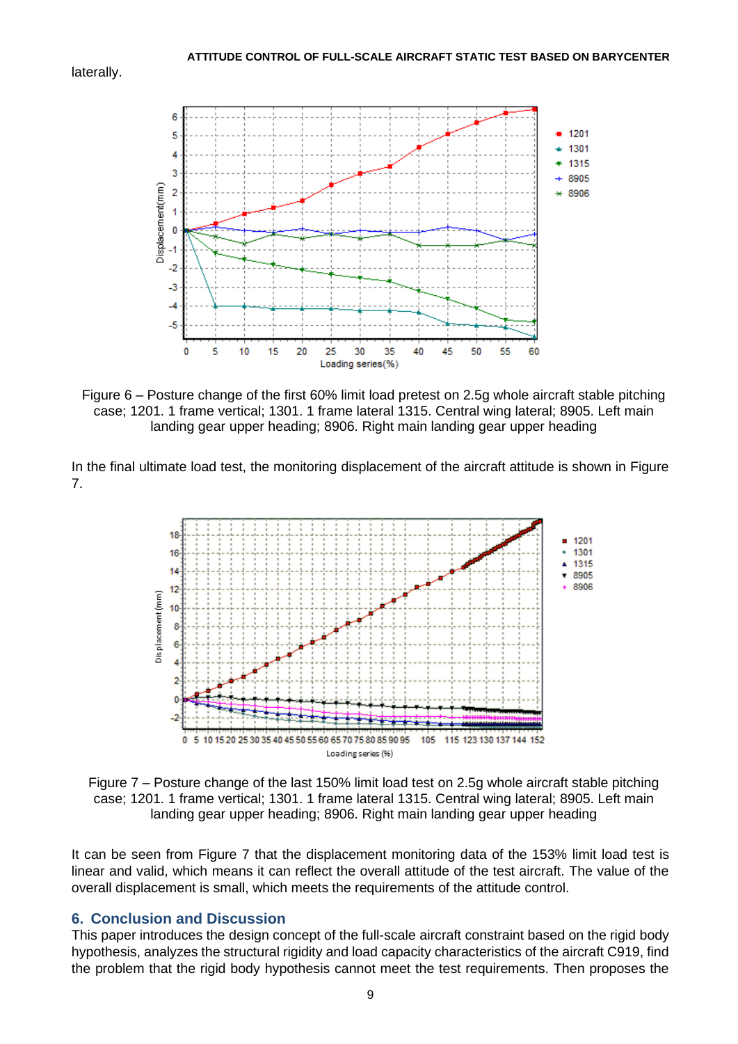laterally.

Figure 6 – Posture change of the first 60% limit load pretest on 2.5g whole aircraft stable pitching case; 1201. 1 frame vertical; 1301. 1 frame lateral 1315. Central wing lateral; 8905. Left main landing gear upper heading; 8906. Right main landing gear upper heading

In the final ultimate load test, the monitoring displacement of the aircraft attitude is shown in Figure 7.

Figure 7 – Posture change of the last 150% limit load test on 2.5g whole aircraft stable pitching case; 1201. 1 frame vertical; 1301. 1 frame lateral 1315. Central wing lateral; 8905. Left main landing gear upper heading; 8906. Right main landing gear upper heading

It can be seen from Figure 7 that the displacement monitoring data of the 153% limit load test is linear and valid, which means it can reflect the overall attitude of the test aircraft. The value of the overall displacement is small, which meets the requirements of the attitude control.

## 6. Conclusion and Discussion

This paper introduces the design concept of the full-scale aircraft constraint based on the rigid body hypothesis, analyzes the structural rigidity and load capacity characteristics of the aircraft C919, find the problem that the rigid body hypothesis cannot meet the test requirements. Then proposes the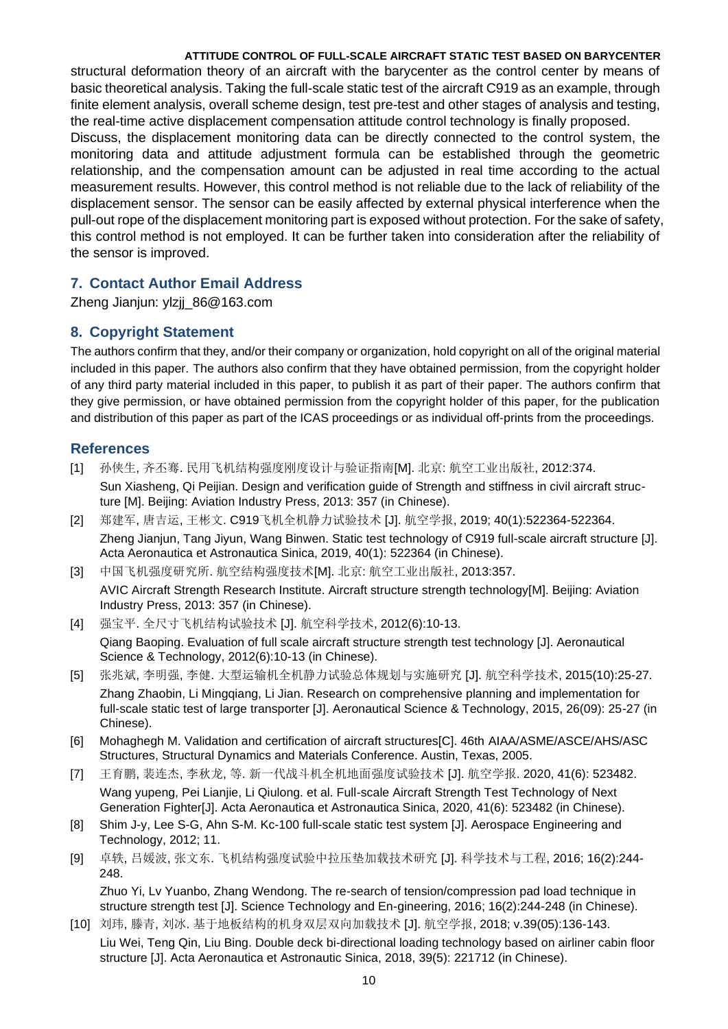structural deformation theory of an aircraft with the barycenter as the control center by means of basic theoretical analysis. Taking the full-scale static test of the aircraft C919 as an example, through finite element analysis, overall scheme design, test pre-test and other stages of analysis and testing, the real-time active displacement compensation attitude control technology is finally proposed.

Discuss, the displacement monitoring data can be directly connected to the control system, the monitoring data and attitude adjustment formula can be established through the geometric relationship, and the compensation amount can be adjusted in real time according to the actual measurement results. However, this control method is not reliable due to the lack of reliability of the displacement sensor. The sensor can be easily affected by external physical interference when the pull-out rope of the displacement monitoring part is exposed without protection. For the sake of safety, this control method is not employed. It can be further taken into consideration after the reliability of the sensor is improved.

## 7. Contact Author Email Address

Zheng Jianjun: ylzjj_86@163.com

## 8. Copyright Statement

The authors confirm that they, and/or their company or organization, hold copyright on all of the original material included in this paper. The authors also confirm that they have obtained permission, from the copyright holder of any third party material included in this paper, to publish it as part of their paper. The authors confirm that they give permission, or have obtained permission from the copyright holder of this paper, for the publication and distribution of this paper as part of the ICAS proceedings or as individual off-prints from the proceedings.

## References

[1] 孙侠生, 齐丕骞. 民用飞机结构强度刚度设计与验证指南[M]. 北京: 航空工业出版社, 2012:374.
Sun Xiasheng, Qi Peijian. Design and verification guide of Strength and stiffness in civil aircraft structure [M]. Beijing: Aviation Industry Press, 2013: 357 (in Chinese).

[2] 郑建军, 唐吉运, 王彬文. C919飞机全机静力试验技术 [J]. 航空学报, 2019; 40(1):522364-522364.
Zheng Jianjun, Tang Jiyun, Wang Binwen. Static test technology of C919 full-scale aircraft structure [J]. Acta Aeronautica et Astronautica Sinica, 2019, 40(1): 522364 (in Chinese).

[3] 中国飞机强度研究所. 航空结构强度技术[M]. 北京: 航空工业出版社, 2013:357.
AVIC Aircraft Strength Research Institute. Aircraft structure strength technology[M]. Beijing: Aviation Industry Press, 2013: 357 (in Chinese).

[4] 强宝平. 全尺寸飞机结构试验技术 [J]. 航空科学技术, 2012(6):10-13.
Qiang Baoping. Evaluation of full scale aircraft structure strength test technology [J]. Aeronautical Science & Technology, 2012(6):10-13 (in Chinese).

[5] 张兆斌, 李明强, 李健. 大型运输机全机静力试验总体规划与实施研究 [J]. 航空科学技术, 2015(10):25-27.
Zhang Zhaobin, Li Mingqiang, Li Jian. Research on comprehensive planning and implementation for full-scale static test of large transporter [J]. Aeronautical Science & Technology, 2015, 26(09): 25-27 (in Chinese).

[6] Mohaghegh M. Validation and certification of aircraft structures[C]. 46th AIAA/ASME/ASCE/AHS/ASC Structures, Structural Dynamics and Materials Conference. Austin, Texas, 2005.

[7] 王育鹏, 裴连杰, 李秋龙, 等. 新一代战斗机全机地面强度试验技术 [J]. 航空学报. 2020, 41(6): 523482.
Wang yupeng, Pei Lianjie, Li Qiulong. et al. Full-scale Aircraft Strength Test Technology of Next Generation Fighter[J]. Acta Aeronautica et Astronautica Sinica, 2020, 41(6): 523482 (in Chinese).

[8] Shim J-y, Lee S-G, Ahn S-M. Kc-100 full-scale static test system [J]. Aerospace Engineering and Technology, 2012; 11.

[9] 卓轶, 吕媛波, 张文东. 飞机结构强度试验中拉压垫加载技术研究 [J]. 科学技术与工程, 2016; 16(2):244-248.
Zhuo Yi, Lv Yuanbo, Zhang Wendong. The re-search of tension/compression pad load technique in structure strength test [J]. Science Technology and En-gineering, 2016; 16(2):244-248 (in Chinese).

[10] 刘玮, 滕青, 刘冰. 基于地板结构的机身双层双向加载技术 [J]. 航空学报, 2018; v.39(05):136-143.
Liu Wei, Teng Qin, Liu Bing. Double deck bi-directional loading technology based on airliner cabin floor structure [J]. Acta Aeronautica et Astronautic Sinica, 2018, 39(5): 221712 (in Chinese).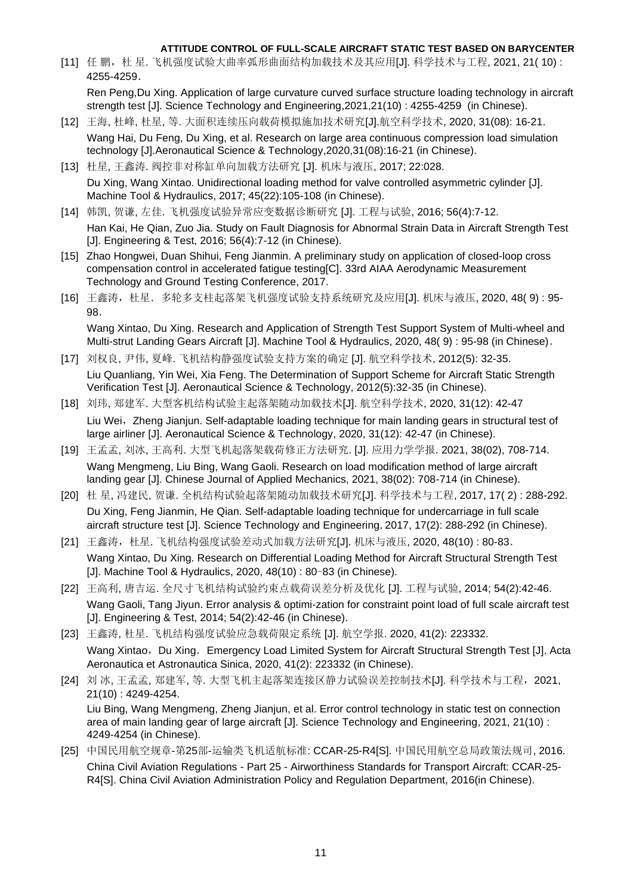[11] 任 鹏，杜 星. 飞机强度试验大曲率弧形曲面结构加载技术及其应用[J]. 科学技术与工程, 2021, 21( 10) : 4255-4259.

Ren Peng,Du Xing. Application of large curvature curved surface structure loading technology in aircraft strength test [J]. Science Technology and Engineering,2021,21(10) : 4255-4259 (in Chinese).

[12] 王海, 杜峰, 杜星, 等. 大面积连续压向载荷模拟施加技术研究[J].航空科学技术, 2020, 31(08): 16-21.

Wang Hai, Du Feng, Du Xing, et al. Research on large area continuous compression load simulation technology [J].Aeronautical Science & Technology,2020,31(08):16-21 (in Chinese).

[13] 杜星, 王鑫涛. 阀控非对称缸单向加载方法研究 [J]. 机床与液压, 2017; 22:028.

Du Xing, Wang Xintao. Unidirectional loading method for valve controlled asymmetric cylinder [J]. Machine Tool & Hydraulics, 2017; 45(22):105-108 (in Chinese).

[14] 韩凯, 贺谦, 左佳. 飞机强度试验异常应变数据诊断研究 [J]. 工程与试验, 2016; 56(4):7-12.

Han Kai, He Qian, Zuo Jia. Study on Fault Diagnosis for Abnormal Strain Data in Aircraft Strength Test [J]. Engineering & Test, 2016; 56(4):7-12 (in Chinese).

[15] Zhao Hongwei, Duan Shihui, Feng Jianmin. A preliminary study on application of closed-loop cross compensation control in accelerated fatigue testing[C]. 33rd AIAA Aerodynamic Measurement Technology and Ground Testing Conference, 2017.

[16] 王鑫涛，杜星. 多轮多支柱起落架飞机强度试验支持系统研究及应用[J]. 机床与液压, 2020, 48( 9) : 95-98.

Wang Xintao, Du Xing. Research and Application of Strength Test Support System of Multi-wheel and Multi-strut Landing Gears Aircraft [J]. Machine Tool & Hydraulics, 2020, 48( 9) : 95-98 (in Chinese).

[17] 刘权良, 尹伟, 夏峰. 飞机结构静强度试验支持方案的确定 [J]. 航空科学技术, 2012(5): 32-35.

Liu Quanliang, Yin Wei, Xia Feng. The Determination of Support Scheme for Aircraft Static Strength Verification Test [J]. Aeronautical Science & Technology, 2012(5):32-35 (in Chinese).

[18] 刘玮, 郑建军. 大型客机结构试验主起落架随动加载技术[J]. 航空科学技术, 2020, 31(12): 42-47

Liu Wei，Zheng Jianjun. Self-adaptable loading technique for main landing gears in structural test of large airliner [J]. Aeronautical Science & Technology, 2020, 31(12): 42-47 (in Chinese).

[19] 王孟孟, 刘冰, 王高利. 大型飞机起落架载荷修正方法研究. [J]. 应用力学学报. 2021, 38(02), 708-714.

Wang Mengmeng, Liu Bing, Wang Gaoli. Research on load modification method of large aircraft landing gear [J]. Chinese Journal of Applied Mechanics, 2021, 38(02): 708-714 (in Chinese).

[20] 杜 星, 冯建民, 贺谦. 全机结构试验起落架随动加载技术研究[J]. 科学技术与工程, 2017, 17( 2) : 288-292.

Du Xing, Feng Jianmin, He Qian. Self-adaptable loading technique for undercarriage in full scale aircraft structure test [J]. Science Technology and Engineering, 2017, 17(2): 288-292 (in Chinese).

[21] 王鑫涛，杜星. 飞机结构强度试验差动式加载方法研究[J]. 机床与液压, 2020, 48(10) : 80-83.

Wang Xintao, Du Xing. Research on Differential Loading Method for Aircraft Structural Strength Test [J]. Machine Tool & Hydraulics, 2020, 48(10) : 80-83 (in Chinese).

[22] 王高利, 唐吉运. 全尺寸飞机结构试验约束点载荷误差分析及优化 [J]. 工程与试验, 2014; 54(2):42-46.

Wang Gaoli, Tang Jiyun. Error analysis & optimi-zation for constraint point load of full scale aircraft test [J]. Engineering & Test, 2014; 54(2):42-46 (in Chinese).

[23] 王鑫涛, 杜星. 飞机结构强度试验应急载荷限定系统 [J]. 航空学报. 2020, 41(2): 223332.

Wang Xintao，Du Xing．Emergency Load Limited System for Aircraft Structural Strength Test [J]. Acta Aeronautica et Astronautica Sinica, 2020, 41(2): 223332 (in Chinese).

[24] 刘 冰, 王孟孟, 郑建军, 等. 大型飞机主起落架连接区静力试验误差控制技术[J]. 科学技术与工程，2021, 21(10) : 4249-4254.

Liu Bing, Wang Mengmeng, Zheng Jianjun, et al. Error control technology in static test on connection area of main landing gear of large aircraft [J]. Science Technology and Engineering, 2021, 21(10) : 4249-4254 (in Chinese).

[25] 中国民用航空规章-第25部-运输类飞机适航标准: CCAR-25-R4[S]. 中国民用航空总局政策法规司, 2016.

China Civil Aviation Regulations - Part 25 - Airworthiness Standards for Transport Aircraft: CCAR-25-R4[S]. China Civil Aviation Administration Policy and Regulation Department, 2016(in Chinese).